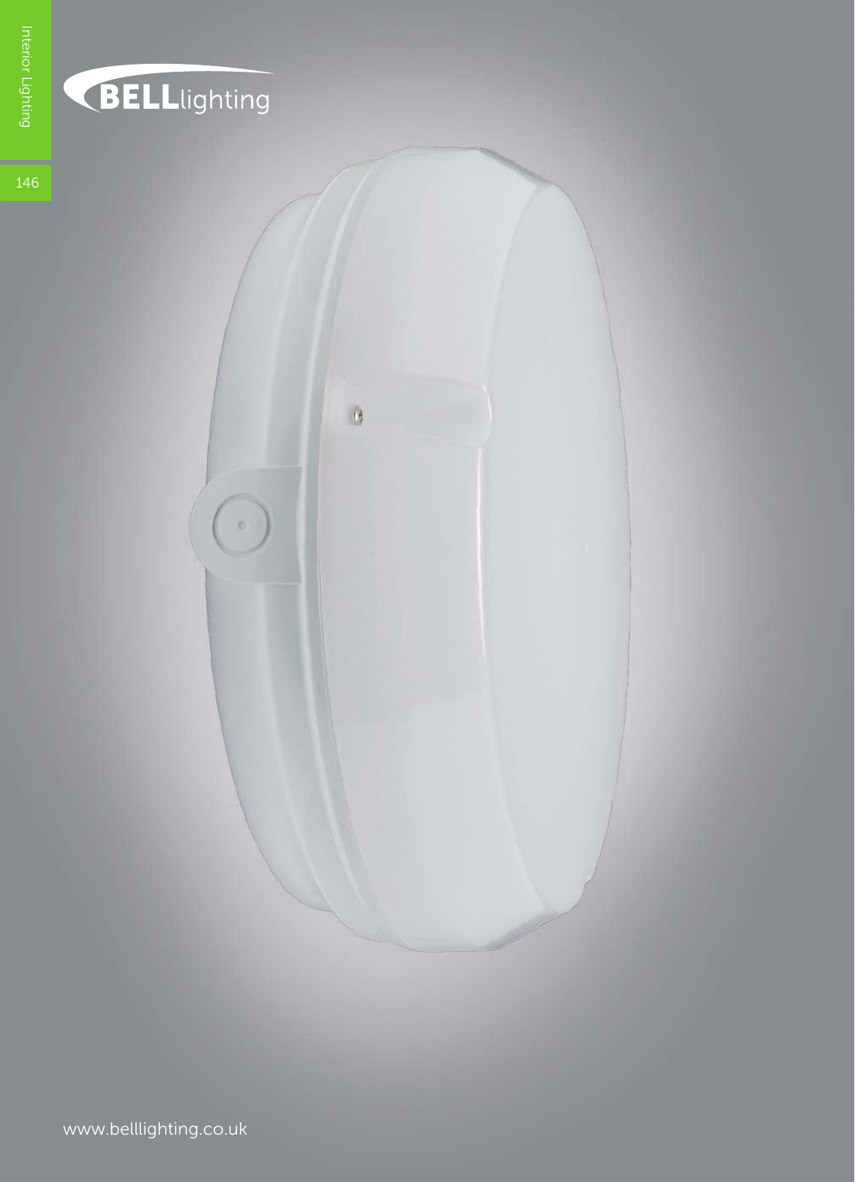BELLlighting

www.belllighting.co.uk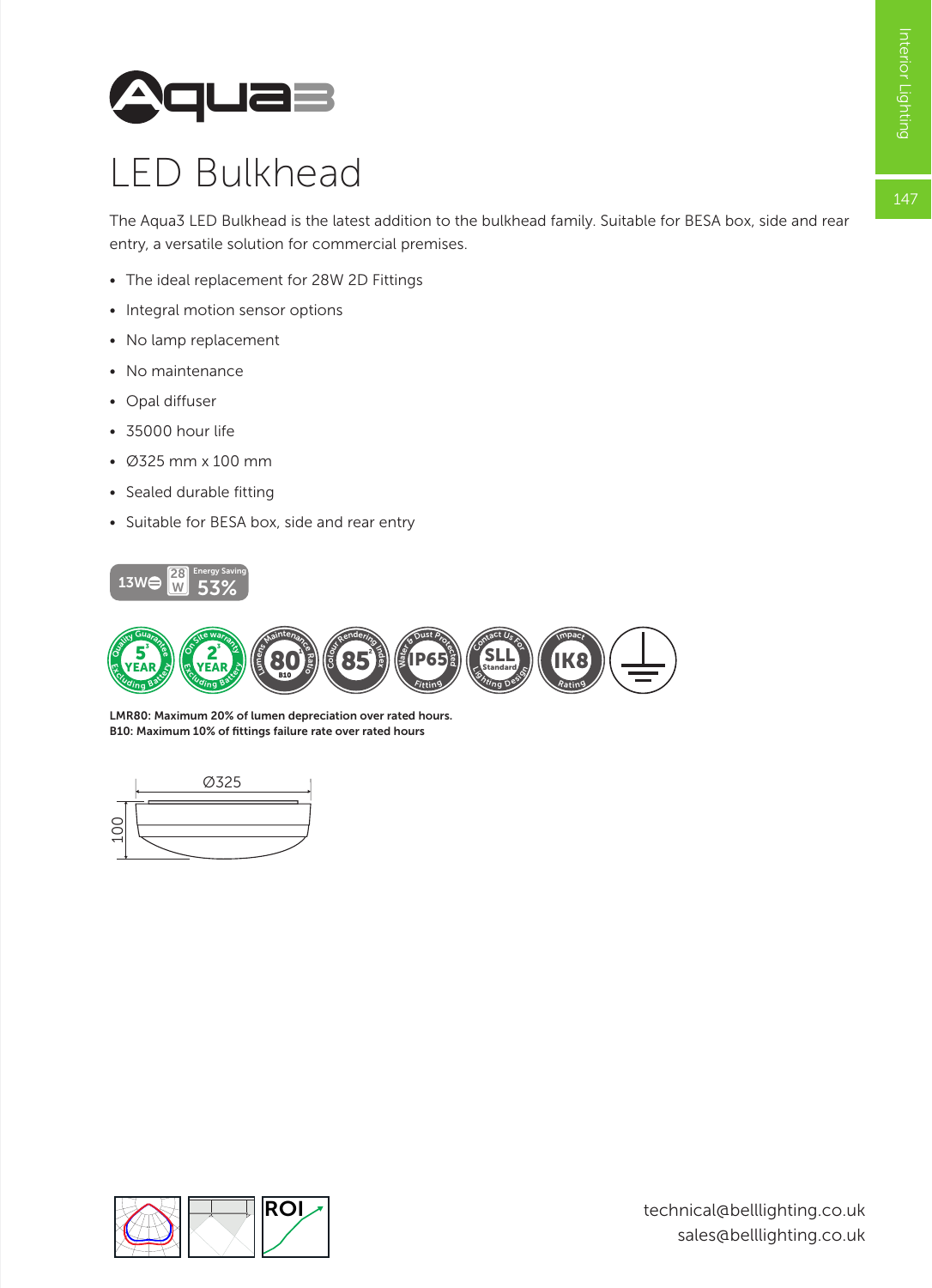# Aqua3

## LED Bulkhead

The Aqua3 LED Bulkhead is the latest addition to the bulkhead family. Suitable for BESA box, side and rear entry, a versatile solution for commercial premises.

- The ideal replacement for 28W 2D Fittings
- Integral motion sensor options
- No lamp replacement
- No maintenance
- Opal diffuser
- 35000 hour life
- Ø325 mm x 100 mm
- Sealed durable fitting
- Suitable for BESA box, side and rear entry

13W | 28 W | Energy Saving 53%

5 YEAR Quality Guarantee Excluding Battery | 2 YEAR On Site warranty Excluding Battery | Lumens Maintenance Ratio 80 B10 | Colour Rendering Index 85 | Water & Dust Protected Fitting IP65 | Contact Us For SLL Standard Lighting Design | Impact IK8 Rating

**LMR80: Maximum 20% of lumen depreciation over rated hours.**
**B10: Maximum 10% of fittings failure rate over rated hours**

Ø325

100

ROI

technical@belllighting.co.uk
sales@belllighting.co.uk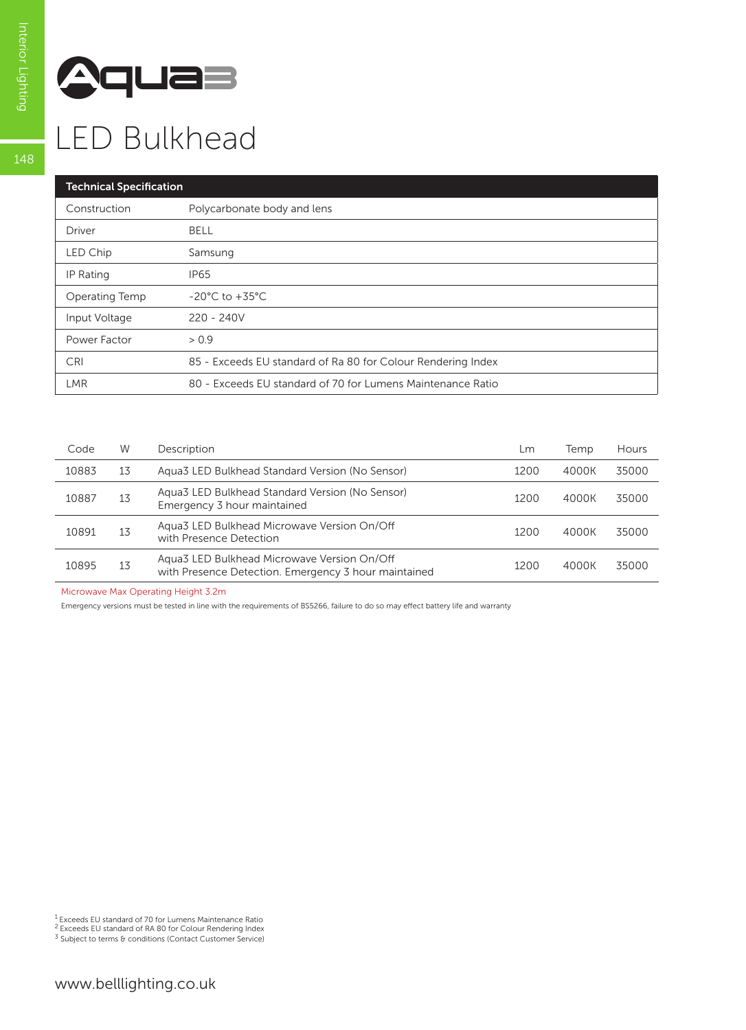# Aqua3

## LED Bulkhead

| Technical Specification | |
|---|---|
| Construction | Polycarbonate body and lens |
| Driver | BELL |
| LED Chip | Samsung |
| IP Rating | IP65 |
| Operating Temp | -20°C to +35°C |
| Input Voltage | 220 - 240V |
| Power Factor | > 0.9 |
| CRI | 85 - Exceeds EU standard of Ra 80 for Colour Rendering Index |
| LMR | 80 - Exceeds EU standard of 70 for Lumens Maintenance Ratio |

| Code | W | Description | Lm | Temp | Hours |
|---|---|---|---|---|---|
| 10883 | 13 | Aqua3 LED Bulkhead Standard Version (No Sensor) | 1200 | 4000K | 35000 |
| 10887 | 13 | Aqua3 LED Bulkhead Standard Version (No Sensor) Emergency 3 hour maintained | 1200 | 4000K | 35000 |
| 10891 | 13 | Aqua3 LED Bulkhead Microwave Version On/Off with Presence Detection | 1200 | 4000K | 35000 |
| 10895 | 13 | Aqua3 LED Bulkhead Microwave Version On/Off with Presence Detection. Emergency 3 hour maintained | 1200 | 4000K | 35000 |

Microwave Max Operating Height 3.2m

Emergency versions must be tested in line with the requirements of BS5266, failure to do so may effect battery life and warranty

[1] Exceeds EU standard of 70 for Lumens Maintenance Ratio
[2] Exceeds EU standard of RA 80 for Colour Rendering Index
[3] Subject to terms & conditions (Contact Customer Service)

www.belllighting.co.uk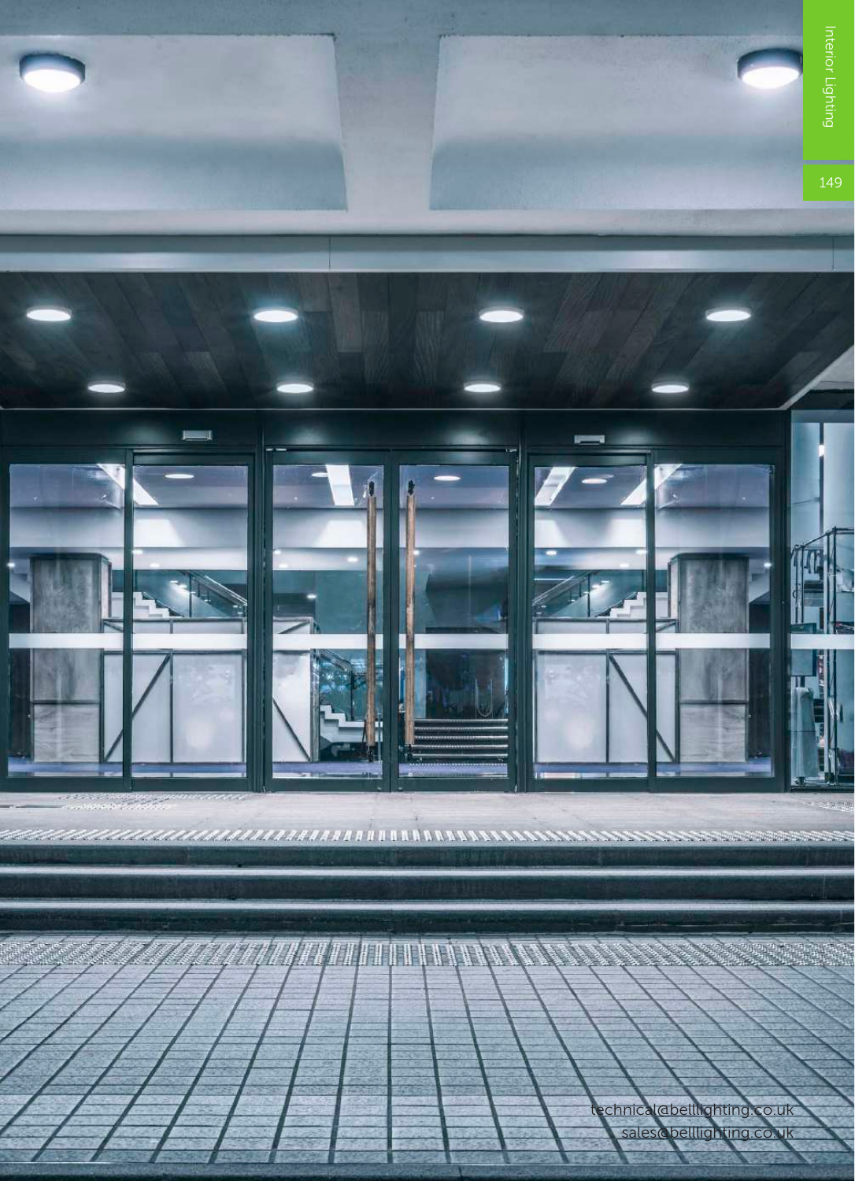technical@belllighting.co.uk
sales@belllighting.co.uk